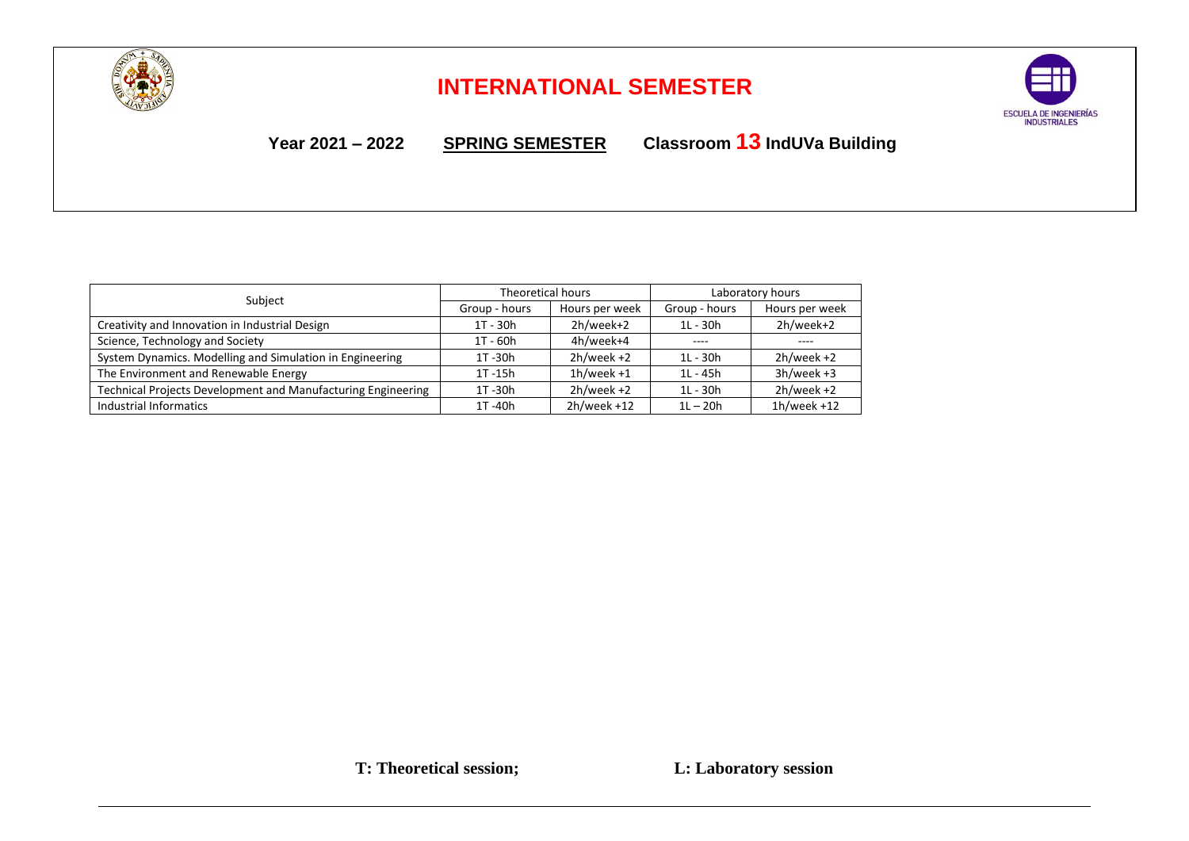# INTERNATIONAL SEMESTER

**Year 2021 – 2022** **SPRING SEMESTER** **Classroom 13 IndUVa Building**

| Subject | Theoretical hours | | Laboratory hours | |
|---|---|---|---|---|
| | Group - hours | Hours per week | Group - hours | Hours per week |
| Creativity and Innovation in Industrial Design | 1T - 30h | 2h/week+2 | 1L - 30h | 2h/week+2 |
| Science, Technology and Society | 1T - 60h | 4h/week+4 | ---- | ---- |
| System Dynamics. Modelling and Simulation in Engineering | 1T -30h | 2h/week +2 | 1L - 30h | 2h/week +2 |
| The Environment and Renewable Energy | 1T -15h | 1h/week +1 | 1L - 45h | 3h/week +3 |
| Technical Projects Development and Manufacturing Engineering | 1T -30h | 2h/week +2 | 1L - 30h | 2h/week +2 |
| Industrial Informatics | 1T -40h | 2h/week +12 | 1L – 20h | 1h/week +12 |

**T: Theoretical session;** **L: Laboratory session**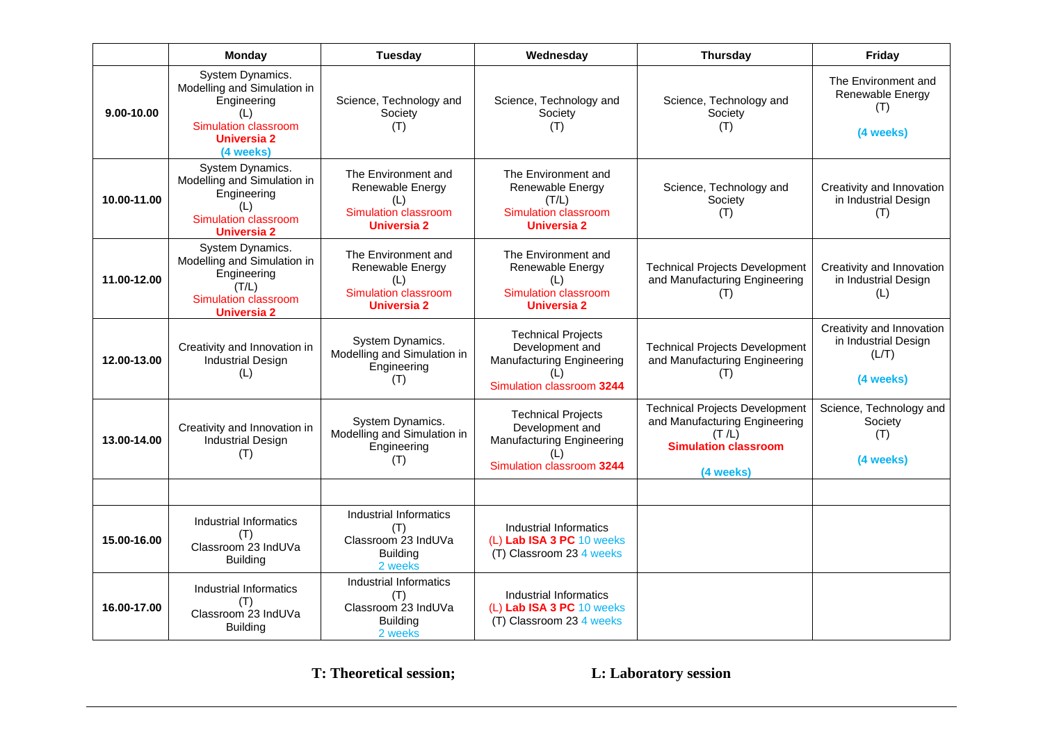| | Monday | Tuesday | Wednesday | Thursday | Friday |
|---|---|---|---|---|---|
| **9.00-10.00** | System Dynamics. Modelling and Simulation in Engineering (L) Simulation classroom **Universia 2** **(4 weeks)** | Science, Technology and Society (T) | Science, Technology and Society (T) | Science, Technology and Society (T) | The Environment and Renewable Energy (T) **(4 weeks)** |
| **10.00-11.00** | System Dynamics. Modelling and Simulation in Engineering (L) Simulation classroom **Universia 2** | The Environment and Renewable Energy (L) Simulation classroom **Universia 2** | The Environment and Renewable Energy (T/L) Simulation classroom **Universia 2** | Science, Technology and Society (T) | Creativity and Innovation in Industrial Design (T) |
| **11.00-12.00** | System Dynamics. Modelling and Simulation in Engineering (T/L) Simulation classroom **Universia 2** | The Environment and Renewable Energy (L) Simulation classroom **Universia 2** | The Environment and Renewable Energy (L) Simulation classroom **Universia 2** | Technical Projects Development and Manufacturing Engineering (T) | Creativity and Innovation in Industrial Design (L) |
| **12.00-13.00** | Creativity and Innovation in Industrial Design (L) | System Dynamics. Modelling and Simulation in Engineering (T) | Technical Projects Development and Manufacturing Engineering (L) Simulation classroom **3244** | Technical Projects Development and Manufacturing Engineering (T) | Creativity and Innovation in Industrial Design (L/T) **(4 weeks)** |
| **13.00-14.00** | Creativity and Innovation in Industrial Design (T) | System Dynamics. Modelling and Simulation in Engineering (T) | Technical Projects Development and Manufacturing Engineering (L) Simulation classroom **3244** | Technical Projects Development and Manufacturing Engineering (T /L) **Simulation classroom** **(4 weeks)** | Science, Technology and Society (T) **(4 weeks)** |
| | | | | | |
| **15.00-16.00** | Industrial Informatics (T) Classroom 23 IndUVa Building | Industrial Informatics (T) Classroom 23 IndUVa Building 2 weeks | Industrial Informatics (L) **Lab ISA 3 PC** 10 weeks (T) Classroom 23 4 weeks | | |
| **16.00-17.00** | Industrial Informatics (T) Classroom 23 IndUVa Building | Industrial Informatics (T) Classroom 23 IndUVa Building 2 weeks | Industrial Informatics (L) **Lab ISA 3 PC** 10 weeks (T) Classroom 23 4 weeks | | |

**T: Theoretical session;** **L: Laboratory session**